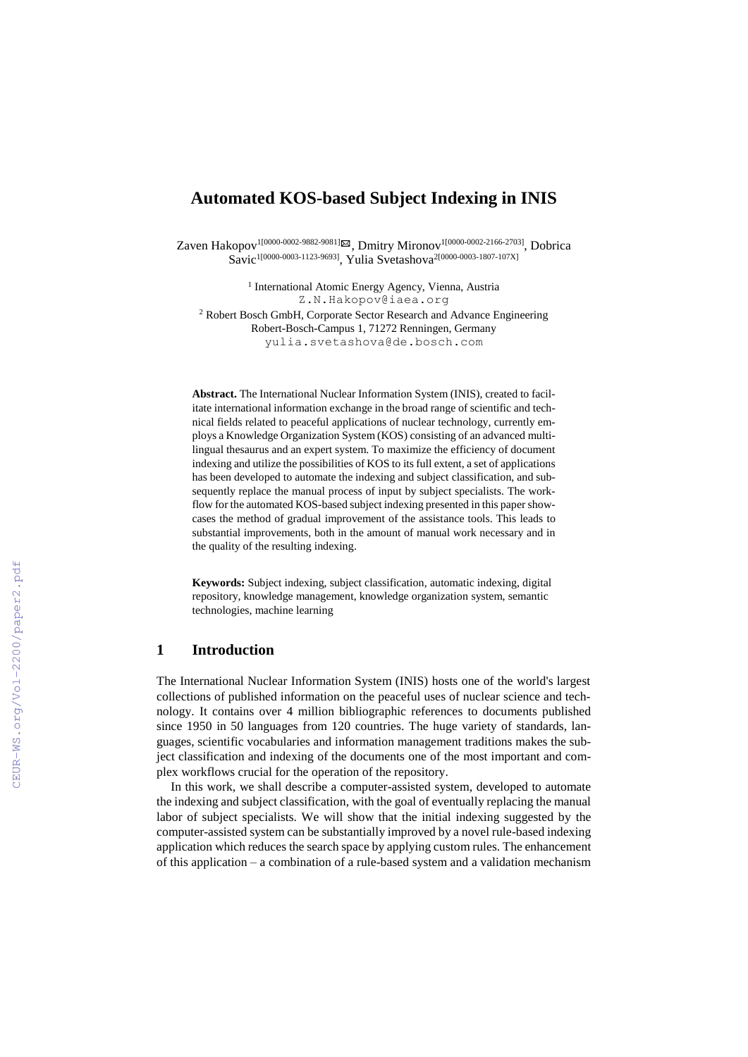# Automated KOS-based Subject Indexing in INIS

Zaven Hakopov[1[0000-0002-9882-9081]] ✉, Dmitry Mironov[1[0000-0002-2166-2703]], Dobrica Savic[1[0000-0003-1123-9693]], Yulia Svetashova[2[0000-0003-1807-107X]]

[1] International Atomic Energy Agency, Vienna, Austria
Z.N.Hakopov@iaea.org

[2] Robert Bosch GmbH, Corporate Sector Research and Advance Engineering
Robert-Bosch-Campus 1, 71272 Renningen, Germany
yulia.svetashova@de.bosch.com

**Abstract.** The International Nuclear Information System (INIS), created to facilitate international information exchange in the broad range of scientific and technical fields related to peaceful applications of nuclear technology, currently employs a Knowledge Organization System (KOS) consisting of an advanced multilingual thesaurus and an expert system. To maximize the efficiency of document indexing and utilize the possibilities of KOS to its full extent, a set of applications has been developed to automate the indexing and subject classification, and subsequently replace the manual process of input by subject specialists. The workflow for the automated KOS-based subject indexing presented in this paper showcases the method of gradual improvement of the assistance tools. This leads to substantial improvements, both in the amount of manual work necessary and in the quality of the resulting indexing.

**Keywords:** Subject indexing, subject classification, automatic indexing, digital repository, knowledge management, knowledge organization system, semantic technologies, machine learning

## 1 Introduction

The International Nuclear Information System (INIS) hosts one of the world's largest collections of published information on the peaceful uses of nuclear science and technology. It contains over 4 million bibliographic references to documents published since 1950 in 50 languages from 120 countries. The huge variety of standards, languages, scientific vocabularies and information management traditions makes the subject classification and indexing of the documents one of the most important and complex workflows crucial for the operation of the repository.

In this work, we shall describe a computer-assisted system, developed to automate the indexing and subject classification, with the goal of eventually replacing the manual labor of subject specialists. We will show that the initial indexing suggested by the computer-assisted system can be substantially improved by a novel rule-based indexing application which reduces the search space by applying custom rules. The enhancement of this application – a combination of a rule-based system and a validation mechanism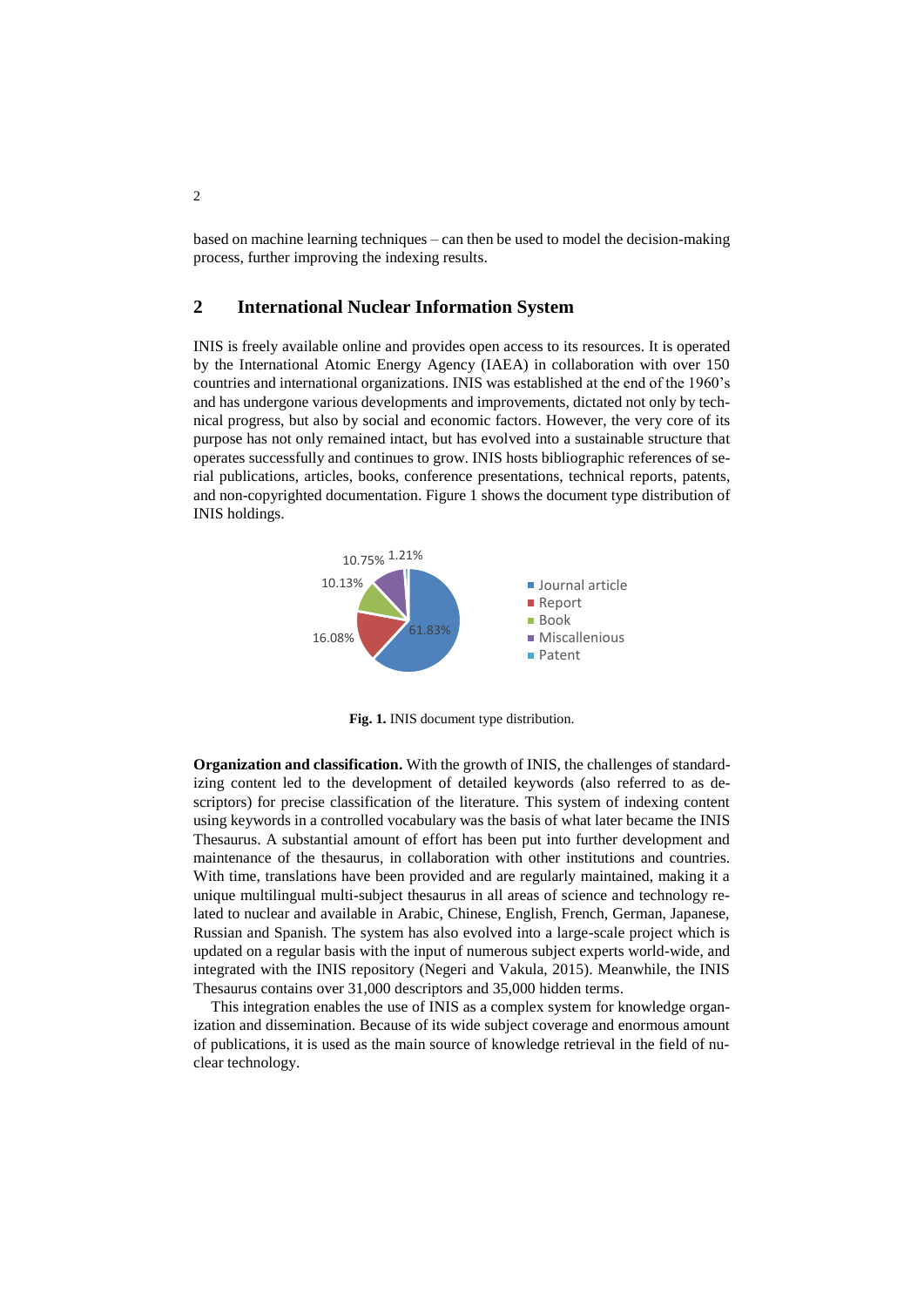based on machine learning techniques – can then be used to model the decision-making process, further improving the indexing results.

## 2 International Nuclear Information System

INIS is freely available online and provides open access to its resources. It is operated by the International Atomic Energy Agency (IAEA) in collaboration with over 150 countries and international organizations. INIS was established at the end of the 1960's and has undergone various developments and improvements, dictated not only by technical progress, but also by social and economic factors. However, the very core of its purpose has not only remained intact, but has evolved into a sustainable structure that operates successfully and continues to grow. INIS hosts bibliographic references of serial publications, articles, books, conference presentations, technical reports, patents, and non-copyrighted documentation. Figure 1 shows the document type distribution of INIS holdings.

**Fig. 1.** INIS document type distribution.

**Organization and classification.** With the growth of INIS, the challenges of standardizing content led to the development of detailed keywords (also referred to as descriptors) for precise classification of the literature. This system of indexing content using keywords in a controlled vocabulary was the basis of what later became the INIS Thesaurus. A substantial amount of effort has been put into further development and maintenance of the thesaurus, in collaboration with other institutions and countries. With time, translations have been provided and are regularly maintained, making it a unique multilingual multi-subject thesaurus in all areas of science and technology related to nuclear and available in Arabic, Chinese, English, French, German, Japanese, Russian and Spanish. The system has also evolved into a large-scale project which is updated on a regular basis with the input of numerous subject experts world-wide, and integrated with the INIS repository (Negeri and Vakula, 2015). Meanwhile, the INIS Thesaurus contains over 31,000 descriptors and 35,000 hidden terms.

This integration enables the use of INIS as a complex system for knowledge organization and dissemination. Because of its wide subject coverage and enormous amount of publications, it is used as the main source of knowledge retrieval in the field of nuclear technology.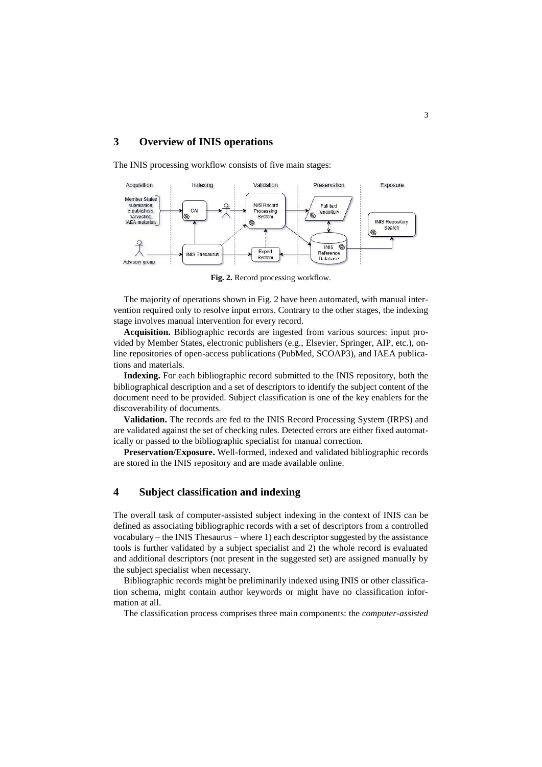## 3 Overview of INIS operations

The INIS processing workflow consists of five main stages:

**Fig. 2.** Record processing workflow.

The majority of operations shown in Fig. 2 have been automated, with manual intervention required only to resolve input errors. Contrary to the other stages, the indexing stage involves manual intervention for every record.

**Acquisition.** Bibliographic records are ingested from various sources: input provided by Member States, electronic publishers (e.g., Elsevier, Springer, AIP, etc.), online repositories of open-access publications (PubMed, SCOAP3), and IAEA publications and materials.

**Indexing.** For each bibliographic record submitted to the INIS repository, both the bibliographical description and a set of descriptors to identify the subject content of the document need to be provided. Subject classification is one of the key enablers for the discoverability of documents.

**Validation.** The records are fed to the INIS Record Processing System (IRPS) and are validated against the set of checking rules. Detected errors are either fixed automatically or passed to the bibliographic specialist for manual correction.

**Preservation/Exposure.** Well-formed, indexed and validated bibliographic records are stored in the INIS repository and are made available online.

## 4 Subject classification and indexing

The overall task of computer-assisted subject indexing in the context of INIS can be defined as associating bibliographic records with a set of descriptors from a controlled vocabulary – the INIS Thesaurus – where 1) each descriptor suggested by the assistance tools is further validated by a subject specialist and 2) the whole record is evaluated and additional descriptors (not present in the suggested set) are assigned manually by the subject specialist when necessary.

Bibliographic records might be preliminarily indexed using INIS or other classification schema, might contain author keywords or might have no classification information at all.

The classification process comprises three main components: the *computer-assisted*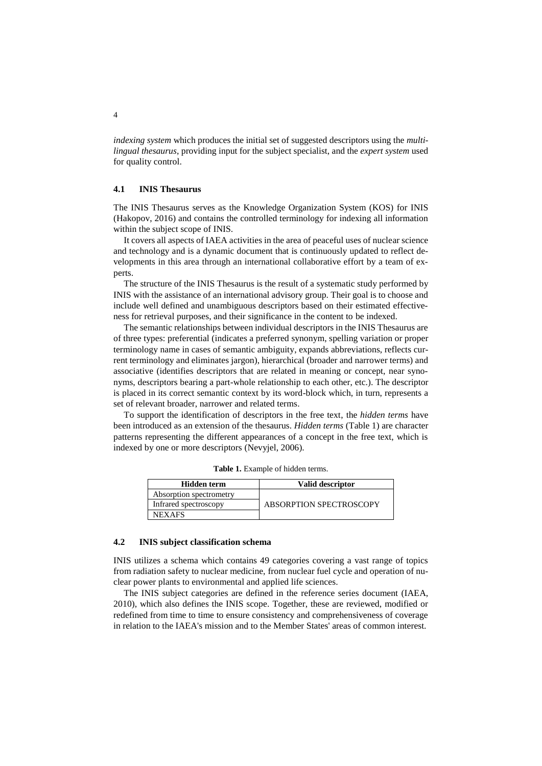*indexing system* which produces the initial set of suggested descriptors using the *multilingual thesaurus*, providing input for the subject specialist, and the *expert system* used for quality control.

### 4.1 INIS Thesaurus

The INIS Thesaurus serves as the Knowledge Organization System (KOS) for INIS (Hakopov, 2016) and contains the controlled terminology for indexing all information within the subject scope of INIS.

It covers all aspects of IAEA activities in the area of peaceful uses of nuclear science and technology and is a dynamic document that is continuously updated to reflect developments in this area through an international collaborative effort by a team of experts.

The structure of the INIS Thesaurus is the result of a systematic study performed by INIS with the assistance of an international advisory group. Their goal is to choose and include well defined and unambiguous descriptors based on their estimated effectiveness for retrieval purposes, and their significance in the content to be indexed.

The semantic relationships between individual descriptors in the INIS Thesaurus are of three types: preferential (indicates a preferred synonym, spelling variation or proper terminology name in cases of semantic ambiguity, expands abbreviations, reflects current terminology and eliminates jargon), hierarchical (broader and narrower terms) and associative (identifies descriptors that are related in meaning or concept, near synonyms, descriptors bearing a part-whole relationship to each other, etc.). The descriptor is placed in its correct semantic context by its word-block which, in turn, represents a set of relevant broader, narrower and related terms.

To support the identification of descriptors in the free text, the *hidden terms* have been introduced as an extension of the thesaurus. *Hidden terms* (Table 1) are character patterns representing the different appearances of a concept in the free text, which is indexed by one or more descriptors (Nevyjel, 2006).

**Table 1.** Example of hidden terms.

| Hidden term | Valid descriptor |
|---|---|
| Absorption spectrometry | ABSORPTION SPECTROSCOPY |
| Infrared spectroscopy | |
| NEXAFS | |

### 4.2 INIS subject classification schema

INIS utilizes a schema which contains 49 categories covering a vast range of topics from radiation safety to nuclear medicine, from nuclear fuel cycle and operation of nuclear power plants to environmental and applied life sciences.

The INIS subject categories are defined in the reference series document (IAEA, 2010), which also defines the INIS scope. Together, these are reviewed, modified or redefined from time to time to ensure consistency and comprehensiveness of coverage in relation to the IAEA's mission and to the Member States' areas of common interest.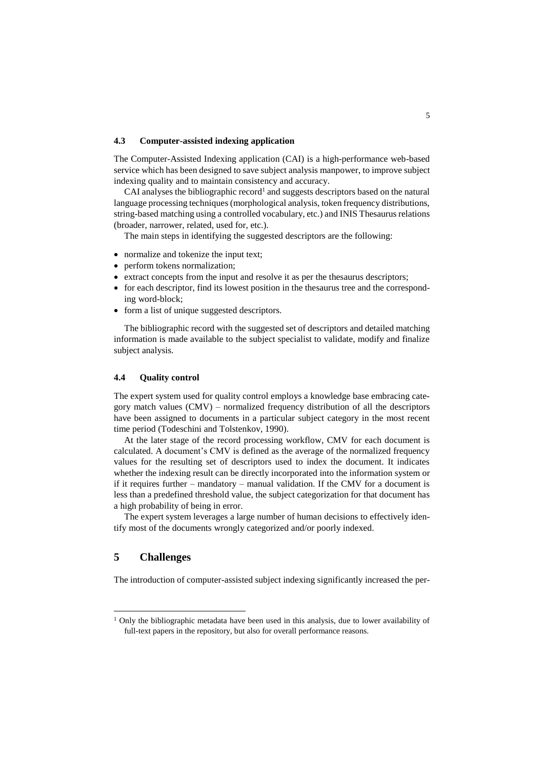### 4.3 Computer-assisted indexing application

The Computer-Assisted Indexing application (CAI) is a high-performance web-based service which has been designed to save subject analysis manpower, to improve subject indexing quality and to maintain consistency and accuracy.

CAI analyses the bibliographic record[1] and suggests descriptors based on the natural language processing techniques (morphological analysis, token frequency distributions, string-based matching using a controlled vocabulary, etc.) and INIS Thesaurus relations (broader, narrower, related, used for, etc.).

The main steps in identifying the suggested descriptors are the following:

- normalize and tokenize the input text;
- perform tokens normalization;
- extract concepts from the input and resolve it as per the thesaurus descriptors;
- for each descriptor, find its lowest position in the thesaurus tree and the corresponding word-block;
- form a list of unique suggested descriptors.

The bibliographic record with the suggested set of descriptors and detailed matching information is made available to the subject specialist to validate, modify and finalize subject analysis.

### 4.4 Quality control

The expert system used for quality control employs a knowledge base embracing category match values (CMV) – normalized frequency distribution of all the descriptors have been assigned to documents in a particular subject category in the most recent time period (Todeschini and Tolstenkov, 1990).

At the later stage of the record processing workflow, CMV for each document is calculated. A document's CMV is defined as the average of the normalized frequency values for the resulting set of descriptors used to index the document. It indicates whether the indexing result can be directly incorporated into the information system or if it requires further – mandatory – manual validation. If the CMV for a document is less than a predefined threshold value, the subject categorization for that document has a high probability of being in error.

The expert system leverages a large number of human decisions to effectively identify most of the documents wrongly categorized and/or poorly indexed.

## 5 Challenges

The introduction of computer-assisted subject indexing significantly increased the per-

[1] Only the bibliographic metadata have been used in this analysis, due to lower availability of full-text papers in the repository, but also for overall performance reasons.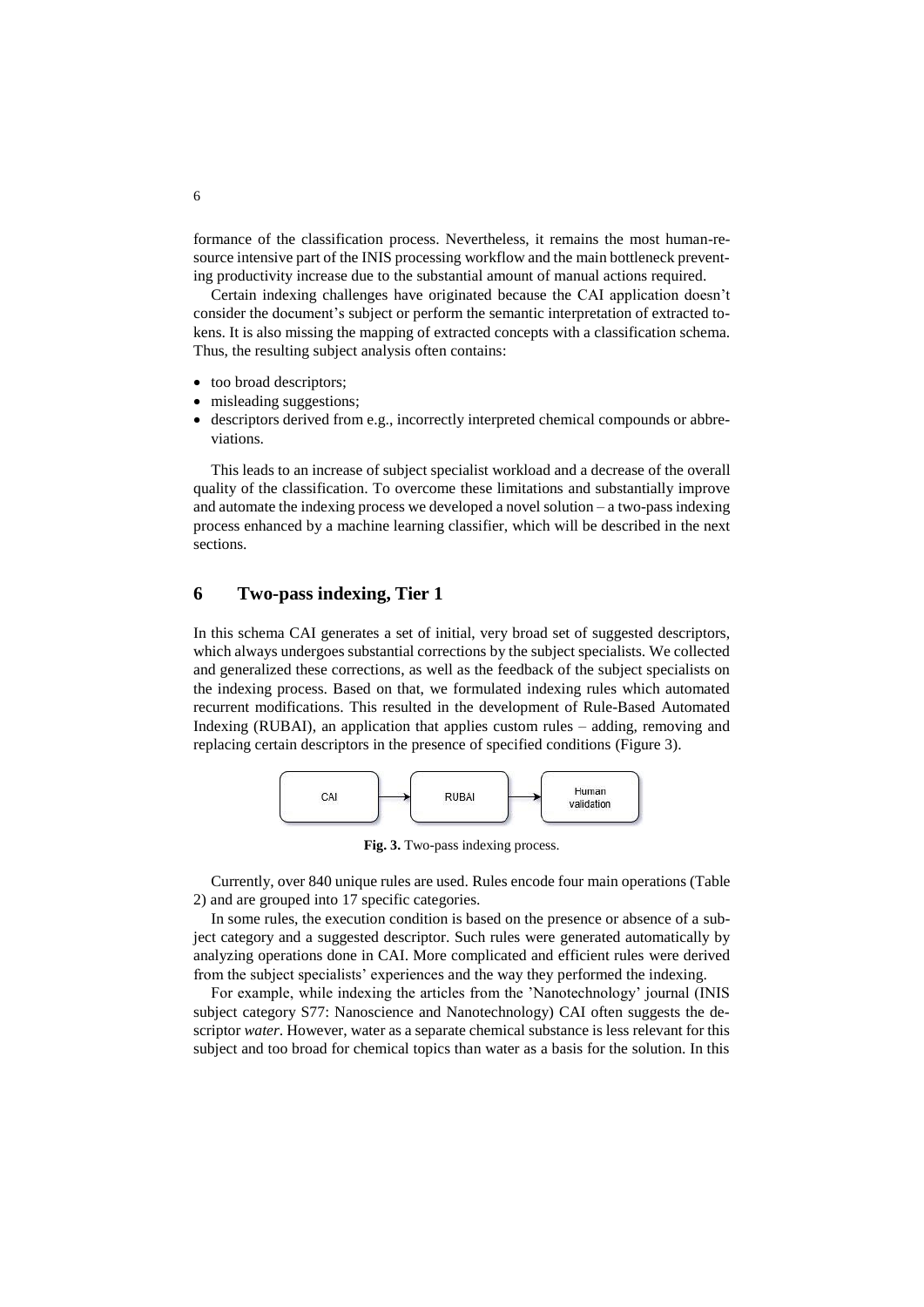formance of the classification process. Nevertheless, it remains the most human-resource intensive part of the INIS processing workflow and the main bottleneck preventing productivity increase due to the substantial amount of manual actions required.

Certain indexing challenges have originated because the CAI application doesn't consider the document's subject or perform the semantic interpretation of extracted tokens. It is also missing the mapping of extracted concepts with a classification schema. Thus, the resulting subject analysis often contains:

- too broad descriptors;
- misleading suggestions;
- descriptors derived from e.g., incorrectly interpreted chemical compounds or abbreviations.

This leads to an increase of subject specialist workload and a decrease of the overall quality of the classification. To overcome these limitations and substantially improve and automate the indexing process we developed a novel solution – a two-pass indexing process enhanced by a machine learning classifier, which will be described in the next sections.

## 6 Two-pass indexing, Tier 1

In this schema CAI generates a set of initial, very broad set of suggested descriptors, which always undergoes substantial corrections by the subject specialists. We collected and generalized these corrections, as well as the feedback of the subject specialists on the indexing process. Based on that, we formulated indexing rules which automated recurrent modifications. This resulted in the development of Rule-Based Automated Indexing (RUBAI), an application that applies custom rules – adding, removing and replacing certain descriptors in the presence of specified conditions (Figure 3).

CAI → RUBAI → Human validation

**Fig. 3.** Two-pass indexing process.

Currently, over 840 unique rules are used. Rules encode four main operations (Table 2) and are grouped into 17 specific categories.

In some rules, the execution condition is based on the presence or absence of a subject category and a suggested descriptor. Such rules were generated automatically by analyzing operations done in CAI. More complicated and efficient rules were derived from the subject specialists' experiences and the way they performed the indexing.

For example, while indexing the articles from the 'Nanotechnology' journal (INIS subject category S77: Nanoscience and Nanotechnology) CAI often suggests the descriptor *water*. However, water as a separate chemical substance is less relevant for this subject and too broad for chemical topics than water as a basis for the solution. In this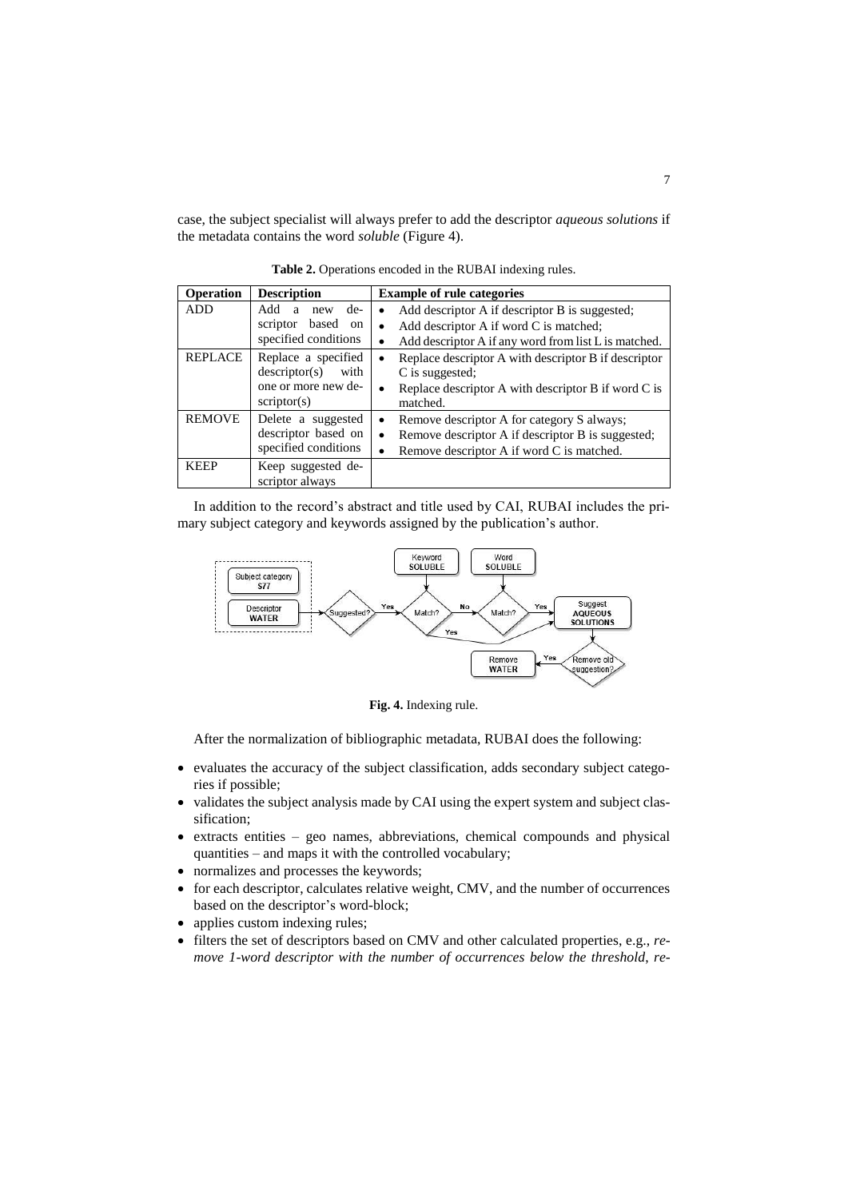case, the subject specialist will always prefer to add the descriptor *aqueous solutions* if the metadata contains the word *soluble* (Figure 4).

**Table 2.** Operations encoded in the RUBAI indexing rules.

| Operation | Description | Example of rule categories |
|---|---|---|
| ADD | Add a new descriptor based on specified conditions | • Add descriptor A if descriptor B is suggested; • Add descriptor A if word C is matched; • Add descriptor A if any word from list L is matched. |
| REPLACE | Replace a specified descriptor(s) with one or more new descriptor(s) | • Replace descriptor A with descriptor B if descriptor C is suggested; • Replace descriptor A with descriptor B if word C is matched. |
| REMOVE | Delete a suggested descriptor based on specified conditions | • Remove descriptor A for category S always; • Remove descriptor A if descriptor B is suggested; • Remove descriptor A if word C is matched. |
| KEEP | Keep suggested descriptor always | |

In addition to the record's abstract and title used by CAI, RUBAI includes the primary subject category and keywords assigned by the publication's author.

**Fig. 4.** Indexing rule.

After the normalization of bibliographic metadata, RUBAI does the following:

- evaluates the accuracy of the subject classification, adds secondary subject categories if possible;
- validates the subject analysis made by CAI using the expert system and subject classification;
- extracts entities – geo names, abbreviations, chemical compounds and physical quantities – and maps it with the controlled vocabulary;
- normalizes and processes the keywords;
- for each descriptor, calculates relative weight, CMV, and the number of occurrences based on the descriptor's word-block;
- applies custom indexing rules;
- filters the set of descriptors based on CMV and other calculated properties, e.g., *remove 1-word descriptor with the number of occurrences below the threshold*, *re-*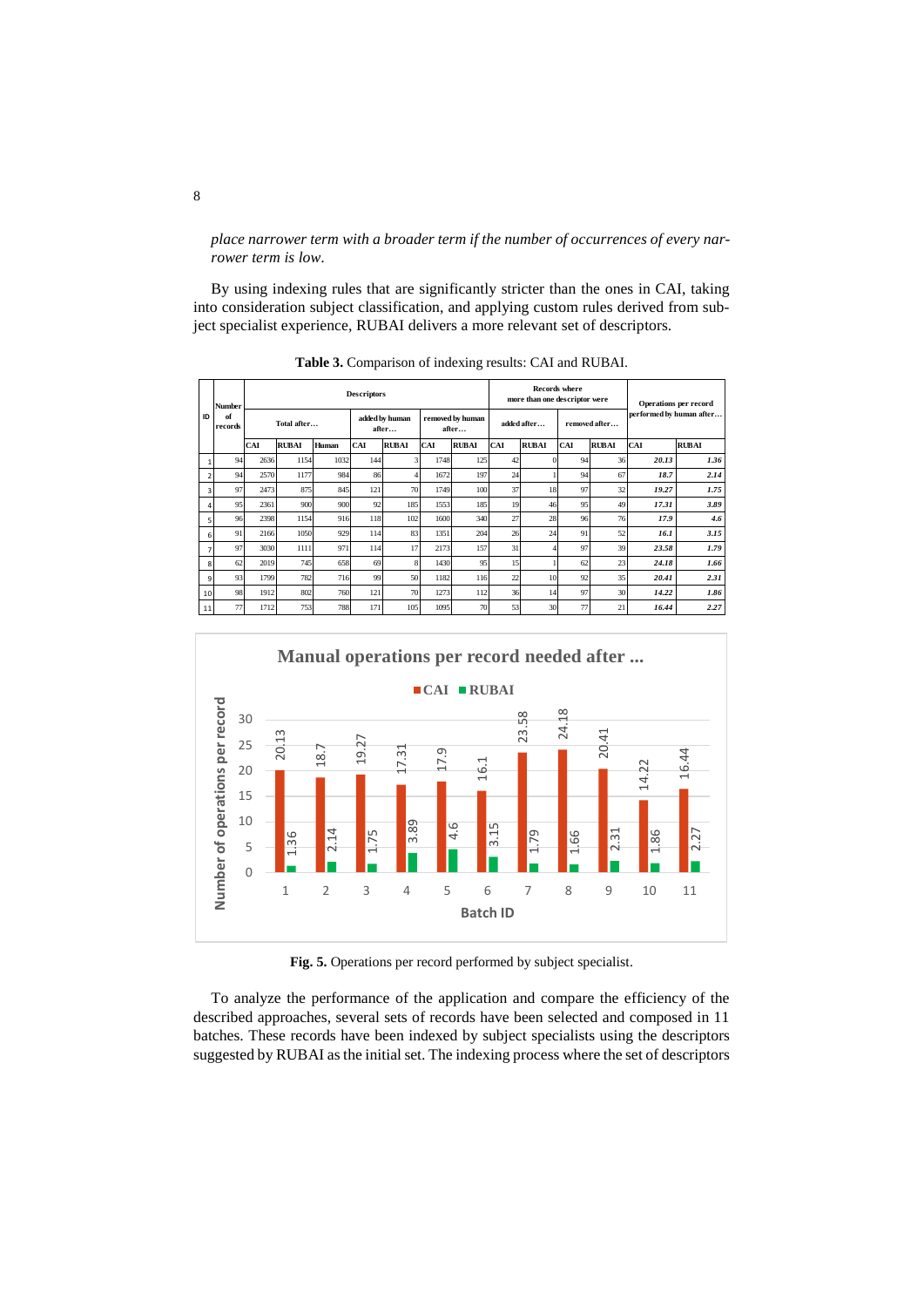*place narrower term with a broader term if the number of occurrences of every narrower term is low*.

By using indexing rules that are significantly stricter than the ones in CAI, taking into consideration subject classification, and applying custom rules derived from subject specialist experience, RUBAI delivers a more relevant set of descriptors.

**Table 3.** Comparison of indexing results: CAI and RUBAI.

| ID | Number of records | Descriptors | | | | | | | Records where more than one descriptor were | | | | Operations per record performed by human after… | |
|---|---|---|---|---|---|---|---|---|---|---|---|---|---|---|
| | | Total after… | | | added by human after… | | removed by human after… | | added after… | | removed after… | | | |
| | | CAI | RUBAI | Human | CAI | RUBAI | CAI | RUBAI | CAI | RUBAI | CAI | RUBAI | CAI | RUBAI |
| 1 | 94 | 2636 | 1154 | 1032 | 144 | 3 | 1748 | 125 | 42 | 0 | 94 | 36 | ***20.13*** | ***1.36*** |
| 2 | 94 | 2570 | 1177 | 984 | 86 | 4 | 1672 | 197 | 24 | 1 | 94 | 67 | ***18.7*** | ***2.14*** |
| 3 | 97 | 2473 | 875 | 845 | 121 | 70 | 1749 | 100 | 37 | 18 | 97 | 32 | ***19.27*** | ***1.75*** |
| 4 | 95 | 2361 | 900 | 900 | 92 | 185 | 1553 | 185 | 19 | 46 | 95 | 49 | ***17.31*** | ***3.89*** |
| 5 | 96 | 2398 | 1154 | 916 | 118 | 102 | 1600 | 340 | 27 | 28 | 96 | 76 | ***17.9*** | ***4.6*** |
| 6 | 91 | 2166 | 1050 | 929 | 114 | 83 | 1351 | 204 | 26 | 24 | 91 | 52 | ***16.1*** | ***3.15*** |
| 7 | 97 | 3030 | 1111 | 971 | 114 | 17 | 2173 | 157 | 31 | 4 | 97 | 39 | ***23.58*** | ***1.79*** |
| 8 | 62 | 2019 | 745 | 658 | 69 | 8 | 1430 | 95 | 15 | 1 | 62 | 23 | ***24.18*** | ***1.66*** |
| 9 | 93 | 1799 | 782 | 716 | 99 | 50 | 1182 | 116 | 22 | 10 | 92 | 35 | ***20.41*** | ***2.31*** |
| 10 | 98 | 1912 | 802 | 760 | 121 | 70 | 1273 | 112 | 36 | 14 | 97 | 30 | ***14.22*** | ***1.86*** |
| 11 | 77 | 1712 | 753 | 788 | 171 | 105 | 1095 | 70 | 53 | 30 | 77 | 21 | ***16.44*** | ***2.27*** |

**Fig. 5.** Operations per record performed by subject specialist.

To analyze the performance of the application and compare the efficiency of the described approaches, several sets of records have been selected and composed in 11 batches. These records have been indexed by subject specialists using the descriptors suggested by RUBAI as the initial set. The indexing process where the set of descriptors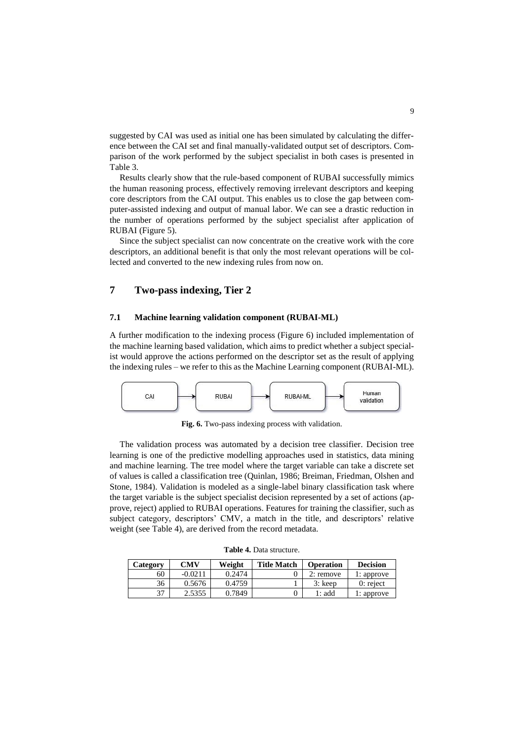suggested by CAI was used as initial one has been simulated by calculating the difference between the CAI set and final manually-validated output set of descriptors. Comparison of the work performed by the subject specialist in both cases is presented in Table 3.

Results clearly show that the rule-based component of RUBAI successfully mimics the human reasoning process, effectively removing irrelevant descriptors and keeping core descriptors from the CAI output. This enables us to close the gap between computer-assisted indexing and output of manual labor. We can see a drastic reduction in the number of operations performed by the subject specialist after application of RUBAI (Figure 5).

Since the subject specialist can now concentrate on the creative work with the core descriptors, an additional benefit is that only the most relevant operations will be collected and converted to the new indexing rules from now on.

## 7 Two-pass indexing, Tier 2

### 7.1 Machine learning validation component (RUBAI-ML)

A further modification to the indexing process (Figure 6) included implementation of the machine learning based validation, which aims to predict whether a subject specialist would approve the actions performed on the descriptor set as the result of applying the indexing rules – we refer to this as the Machine Learning component (RUBAI-ML).

CAI → RUBAI → RUBAI-ML → Human validation

**Fig. 6.** Two-pass indexing process with validation.

The validation process was automated by a decision tree classifier. Decision tree learning is one of the predictive modelling approaches used in statistics, data mining and machine learning. The tree model where the target variable can take a discrete set of values is called a classification tree (Quinlan, 1986; Breiman, Friedman, Olshen and Stone, 1984). Validation is modeled as a single-label binary classification task where the target variable is the subject specialist decision represented by a set of actions (approve, reject) applied to RUBAI operations. Features for training the classifier, such as subject category, descriptors' CMV, a match in the title, and descriptors' relative weight (see Table 4), are derived from the record metadata.

**Table 4.** Data structure.

| Category | CMV | Weight | Title Match | Operation | Decision |
|---|---|---|---|---|---|
| 60 | -0.0211 | 0.2474 | 0 | 2: remove | 1: approve |
| 36 | 0.5676 | 0.4759 | 1 | 3: keep | 0: reject |
| 37 | 2.5355 | 0.7849 | 0 | 1: add | 1: approve |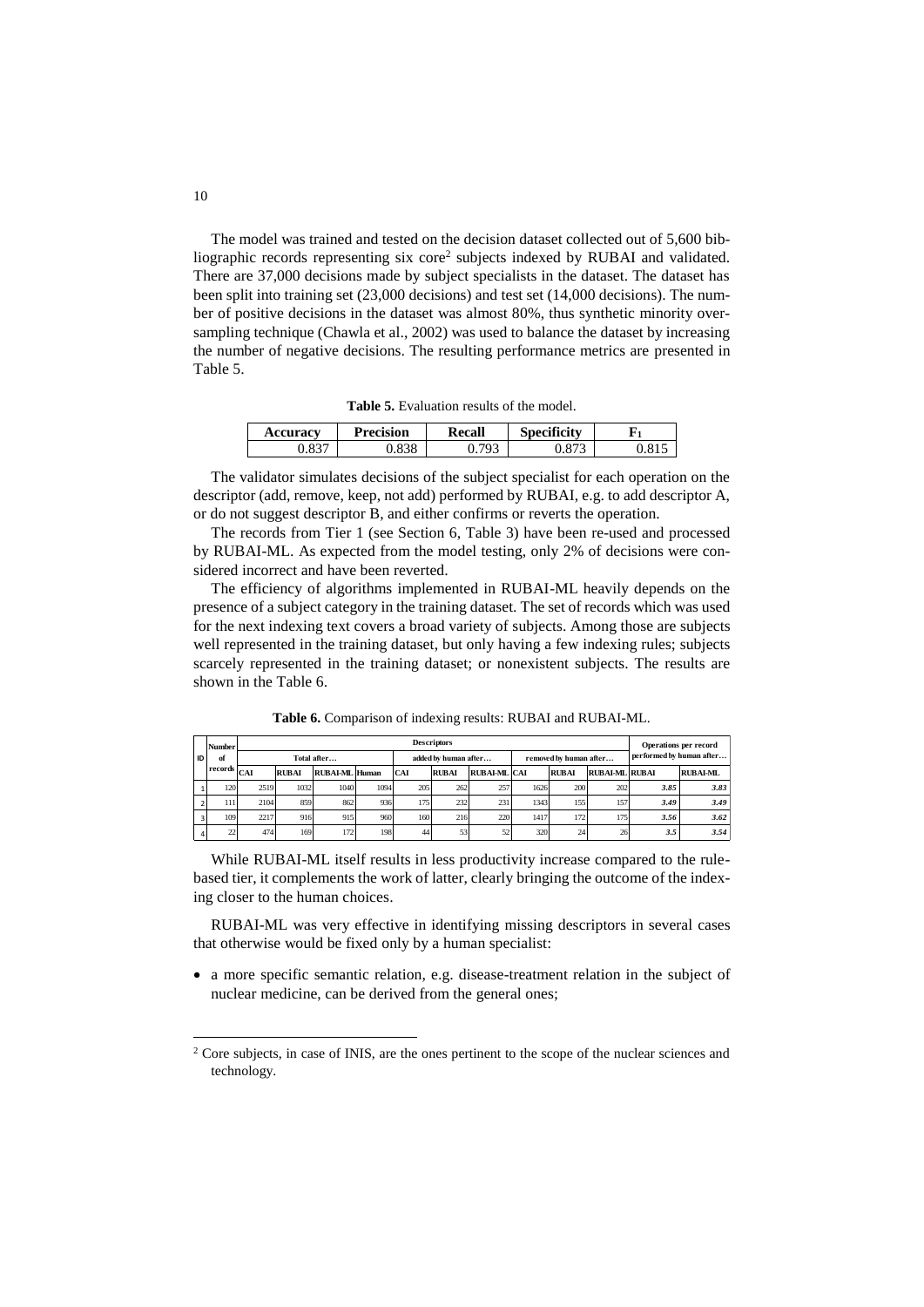The model was trained and tested on the decision dataset collected out of 5,600 bibliographic records representing six core[2] subjects indexed by RUBAI and validated. There are 37,000 decisions made by subject specialists in the dataset. The dataset has been split into training set (23,000 decisions) and test set (14,000 decisions). The number of positive decisions in the dataset was almost 80%, thus synthetic minority oversampling technique (Chawla et al., 2002) was used to balance the dataset by increasing the number of negative decisions. The resulting performance metrics are presented in Table 5.

**Table 5.** Evaluation results of the model.

| Accuracy | Precision | Recall | Specificity | $F_1$ |
|---|---|---|---|---|
| 0.837 | 0.838 | 0.793 | 0.873 | 0.815 |

The validator simulates decisions of the subject specialist for each operation on the descriptor (add, remove, keep, not add) performed by RUBAI, e.g. to add descriptor A, or do not suggest descriptor B, and either confirms or reverts the operation.

The records from Tier 1 (see Section 6, Table 3) have been re-used and processed by RUBAI-ML. As expected from the model testing, only 2% of decisions were considered incorrect and have been reverted.

The efficiency of algorithms implemented in RUBAI-ML heavily depends on the presence of a subject category in the training dataset. The set of records which was used for the next indexing text covers a broad variety of subjects. Among those are subjects well represented in the training dataset, but only having a few indexing rules; subjects scarcely represented in the training dataset; or nonexistent subjects. The results are shown in the Table 6.

**Table 6.** Comparison of indexing results: RUBAI and RUBAI-ML.

| ID | Number of records | Descriptors | | | | | | | | | | Operations per record performed by human after… | |
|---|---|---|---|---|---|---|---|---|---|---|---|---|---|
| | | Total after… | | | | added by human after… | | | removed by human after… | | | | |
| | | CAI | RUBAI | RUBAI-ML | Human | CAI | RUBAI | RUBAI-ML | CAI | RUBAI | RUBAI-ML | RUBAI | RUBAI-ML |
| 1 | 120 | 2519 | 1032 | 1040 | 1094 | 205 | 262 | 257 | 1626 | 200 | 202 | *3.85* | *3.83* |
| 2 | 111 | 2104 | 859 | 862 | 936 | 175 | 232 | 231 | 1343 | 155 | 157 | *3.49* | *3.49* |
| 3 | 109 | 2217 | 916 | 915 | 960 | 160 | 216 | 220 | 1417 | 172 | 175 | *3.56* | *3.62* |
| 4 | 22 | 474 | 169 | 172 | 198 | 44 | 53 | 52 | 320 | 24 | 26 | *3.5* | *3.54* |

While RUBAI-ML itself results in less productivity increase compared to the rule-based tier, it complements the work of latter, clearly bringing the outcome of the indexing closer to the human choices.

RUBAI-ML was very effective in identifying missing descriptors in several cases that otherwise would be fixed only by a human specialist:

- a more specific semantic relation, e.g. disease-treatment relation in the subject of nuclear medicine, can be derived from the general ones;

[2] Core subjects, in case of INIS, are the ones pertinent to the scope of the nuclear sciences and technology.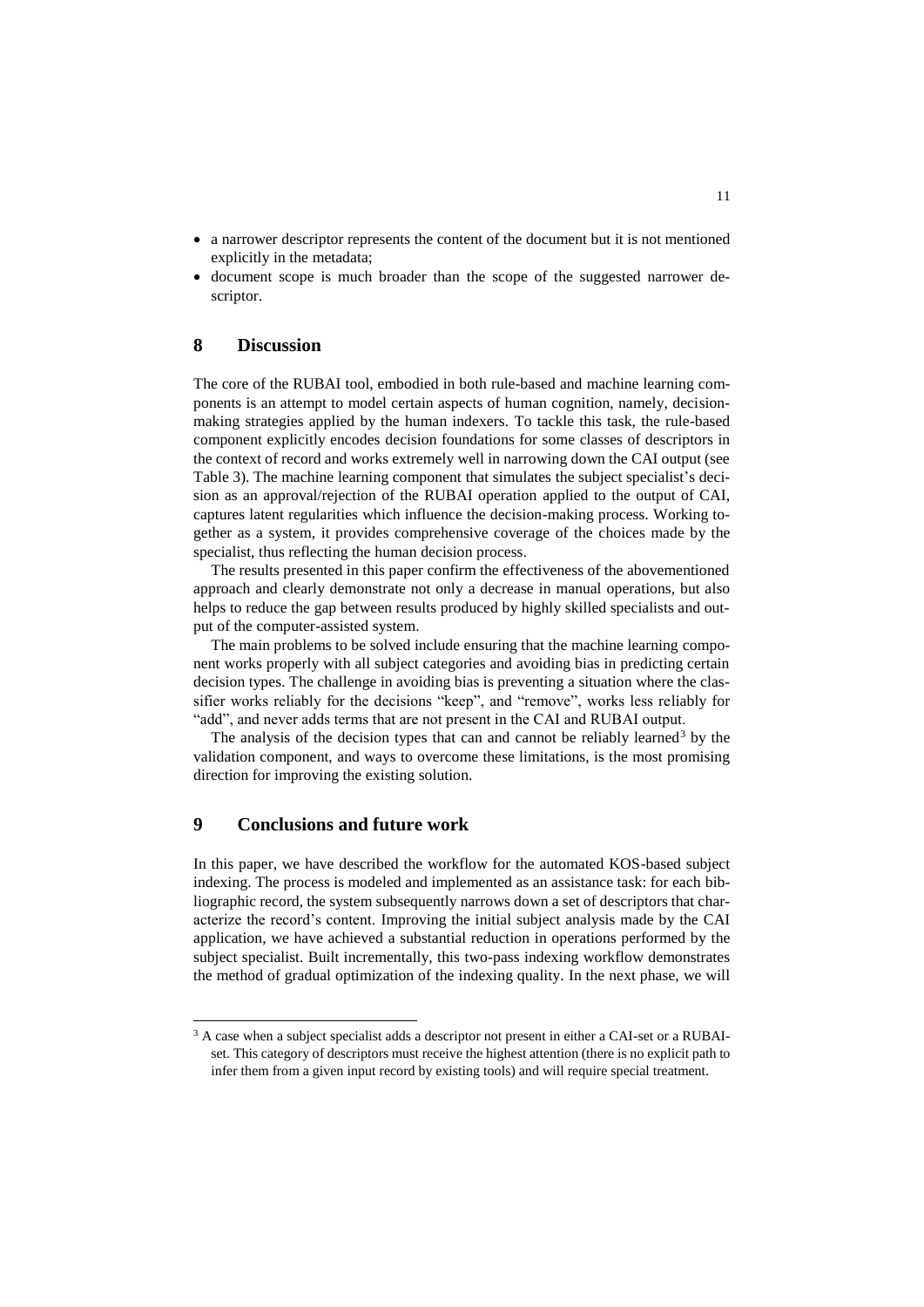- a narrower descriptor represents the content of the document but it is not mentioned explicitly in the metadata;
- document scope is much broader than the scope of the suggested narrower descriptor.

## 8 Discussion

The core of the RUBAI tool, embodied in both rule-based and machine learning components is an attempt to model certain aspects of human cognition, namely, decision-making strategies applied by the human indexers. To tackle this task, the rule-based component explicitly encodes decision foundations for some classes of descriptors in the context of record and works extremely well in narrowing down the CAI output (see Table 3). The machine learning component that simulates the subject specialist's decision as an approval/rejection of the RUBAI operation applied to the output of CAI, captures latent regularities which influence the decision-making process. Working together as a system, it provides comprehensive coverage of the choices made by the specialist, thus reflecting the human decision process.

The results presented in this paper confirm the effectiveness of the abovementioned approach and clearly demonstrate not only a decrease in manual operations, but also helps to reduce the gap between results produced by highly skilled specialists and output of the computer-assisted system.

The main problems to be solved include ensuring that the machine learning component works properly with all subject categories and avoiding bias in predicting certain decision types. The challenge in avoiding bias is preventing a situation where the classifier works reliably for the decisions "keep", and "remove", works less reliably for "add", and never adds terms that are not present in the CAI and RUBAI output.

The analysis of the decision types that can and cannot be reliably learned[3] by the validation component, and ways to overcome these limitations, is the most promising direction for improving the existing solution.

## 9 Conclusions and future work

In this paper, we have described the workflow for the automated KOS-based subject indexing. The process is modeled and implemented as an assistance task: for each bibliographic record, the system subsequently narrows down a set of descriptors that characterize the record's content. Improving the initial subject analysis made by the CAI application, we have achieved a substantial reduction in operations performed by the subject specialist. Built incrementally, this two-pass indexing workflow demonstrates the method of gradual optimization of the indexing quality. In the next phase, we will

[3] A case when a subject specialist adds a descriptor not present in either a CAI-set or a RUBAI-set. This category of descriptors must receive the highest attention (there is no explicit path to infer them from a given input record by existing tools) and will require special treatment.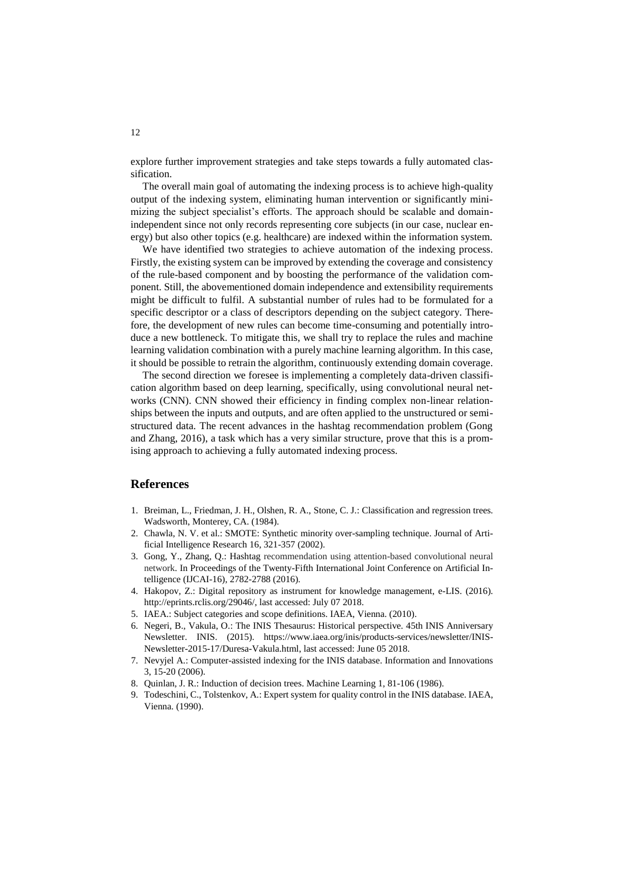explore further improvement strategies and take steps towards a fully automated classification.

The overall main goal of automating the indexing process is to achieve high-quality output of the indexing system, eliminating human intervention or significantly minimizing the subject specialist's efforts. The approach should be scalable and domain-independent since not only records representing core subjects (in our case, nuclear energy) but also other topics (e.g. healthcare) are indexed within the information system.

We have identified two strategies to achieve automation of the indexing process. Firstly, the existing system can be improved by extending the coverage and consistency of the rule-based component and by boosting the performance of the validation component. Still, the abovementioned domain independence and extensibility requirements might be difficult to fulfil. A substantial number of rules had to be formulated for a specific descriptor or a class of descriptors depending on the subject category. Therefore, the development of new rules can become time-consuming and potentially introduce a new bottleneck. To mitigate this, we shall try to replace the rules and machine learning validation combination with a purely machine learning algorithm. In this case, it should be possible to retrain the algorithm, continuously extending domain coverage.

The second direction we foresee is implementing a completely data-driven classification algorithm based on deep learning, specifically, using convolutional neural networks (CNN). CNN showed their efficiency in finding complex non-linear relationships between the inputs and outputs, and are often applied to the unstructured or semi-structured data. The recent advances in the hashtag recommendation problem (Gong and Zhang, 2016), a task which has a very similar structure, prove that this is a promising approach to achieving a fully automated indexing process.

## References

1. Breiman, L., Friedman, J. H., Olshen, R. A., Stone, C. J.: Classification and regression trees. Wadsworth, Monterey, CA. (1984).
2. Chawla, N. V. et al.: SMOTE: Synthetic minority over-sampling technique. Journal of Artificial Intelligence Research 16, 321-357 (2002).
3. Gong, Y., Zhang, Q.: Hashtag recommendation using attention-based convolutional neural network. In Proceedings of the Twenty-Fifth International Joint Conference on Artificial Intelligence (IJCAI-16), 2782-2788 (2016).
4. Hakopov, Z.: Digital repository as instrument for knowledge management, e-LIS. (2016). http://eprints.rclis.org/29046/, last accessed: July 07 2018.
5. IAEA.: Subject categories and scope definitions. IAEA, Vienna. (2010).
6. Negeri, B., Vakula, O.: The INIS Thesaurus: Historical perspective. 45th INIS Anniversary Newsletter. INIS. (2015). https://www.iaea.org/inis/products-services/newsletter/INIS-Newsletter-2015-17/Duresa-Vakula.html, last accessed: June 05 2018.
7. Nevyjel A.: Computer-assisted indexing for the INIS database. Information and Innovations 3, 15-20 (2006).
8. Quinlan, J. R.: Induction of decision trees. Machine Learning 1, 81-106 (1986).
9. Todeschini, C., Tolstenkov, A.: Expert system for quality control in the INIS database. IAEA, Vienna. (1990).